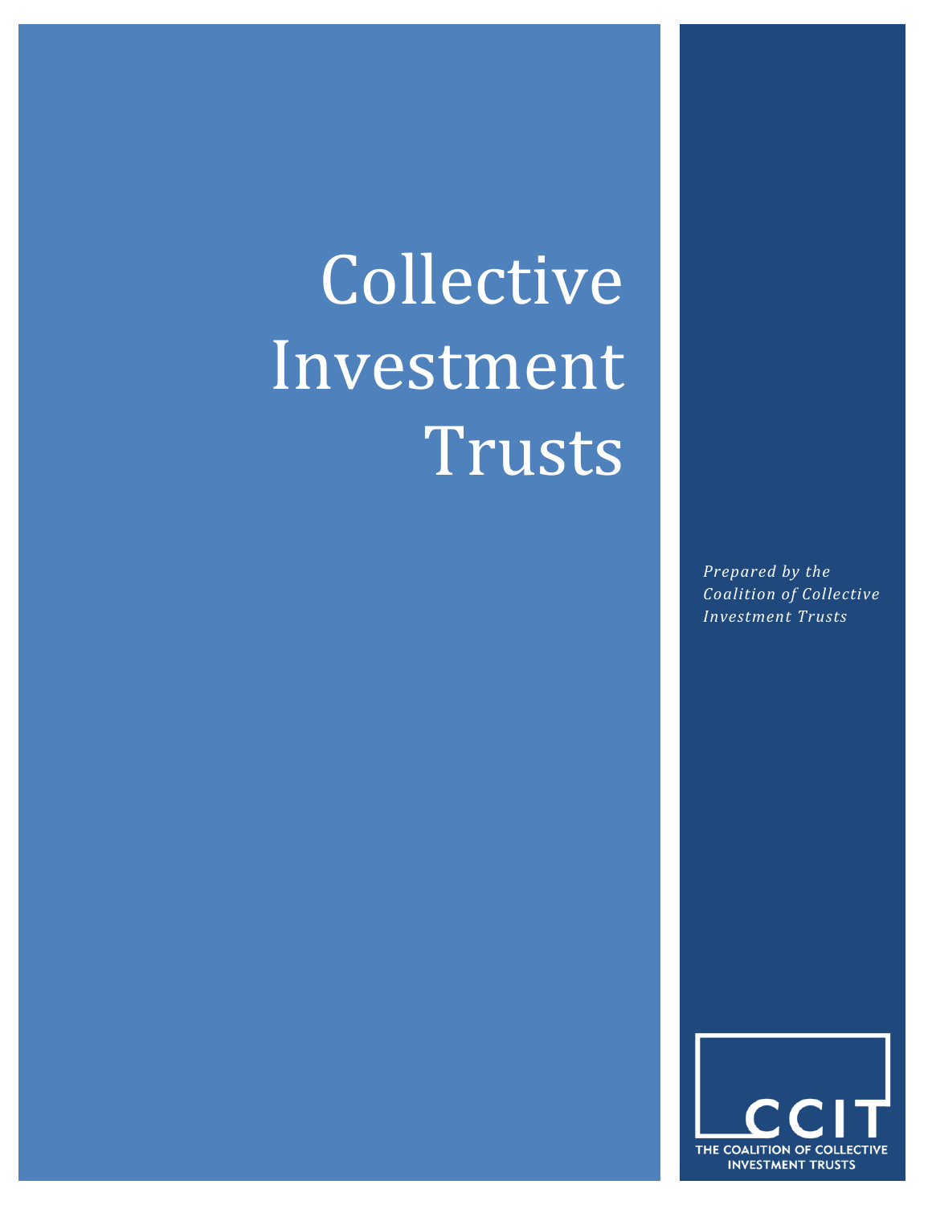# Collective Investment Trusts

*Prepared by the Coalition of Collective Investment Trusts*

CCIT
THE COALITION OF COLLECTIVE INVESTMENT TRUSTS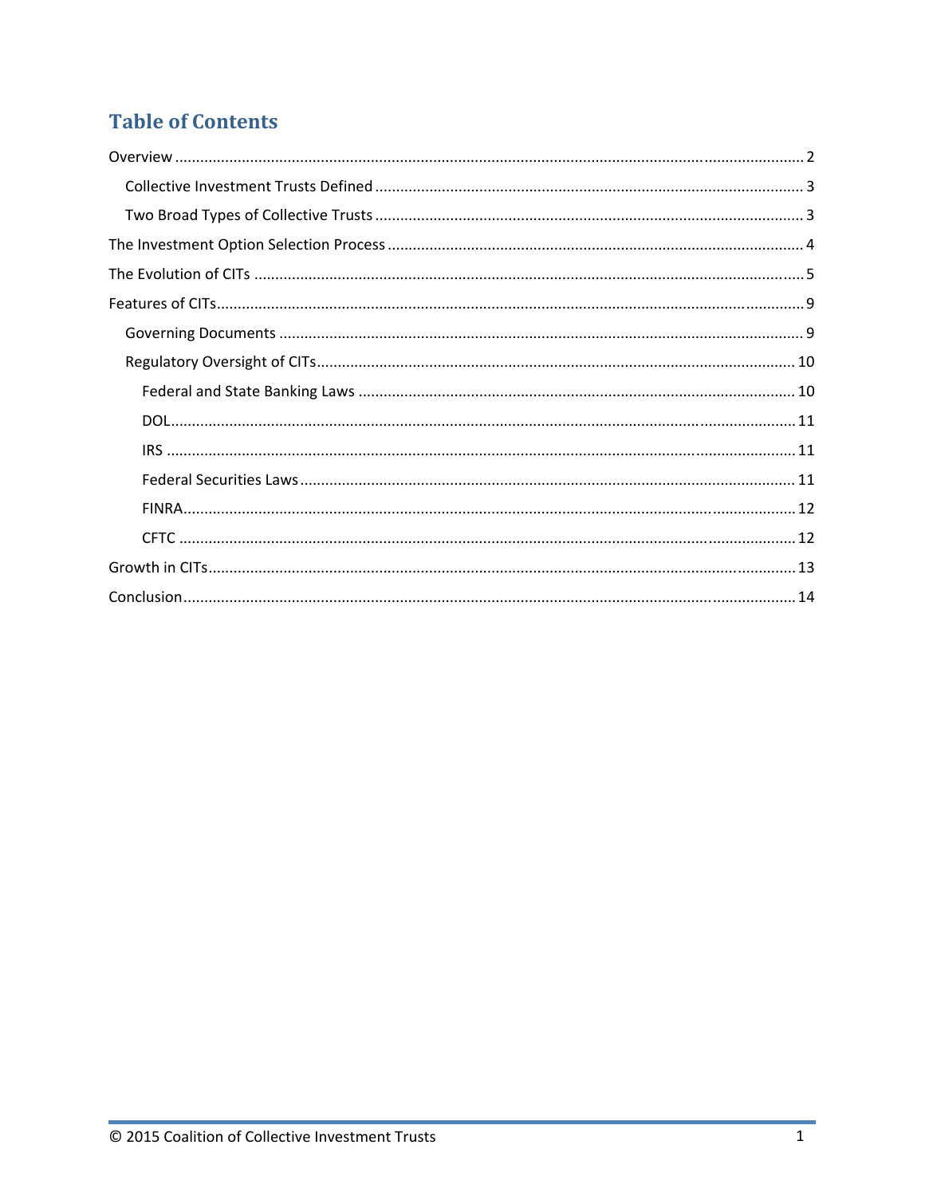# Table of Contents

- Overview ... 2
  - Collective Investment Trusts Defined ... 3
  - Two Broad Types of Collective Trusts ... 3
- The Investment Option Selection Process ... 4
- The Evolution of CITs ... 5
- Features of CITs ... 9
  - Governing Documents ... 9
  - Regulatory Oversight of CITs ... 10
    - Federal and State Banking Laws ... 10
    - DOL ... 11
    - IRS ... 11
    - Federal Securities Laws ... 11
    - FINRA ... 12
    - CFTC ... 12
- Growth in CITs ... 13
- Conclusion ... 14

© 2015 Coalition of Collective Investment Trusts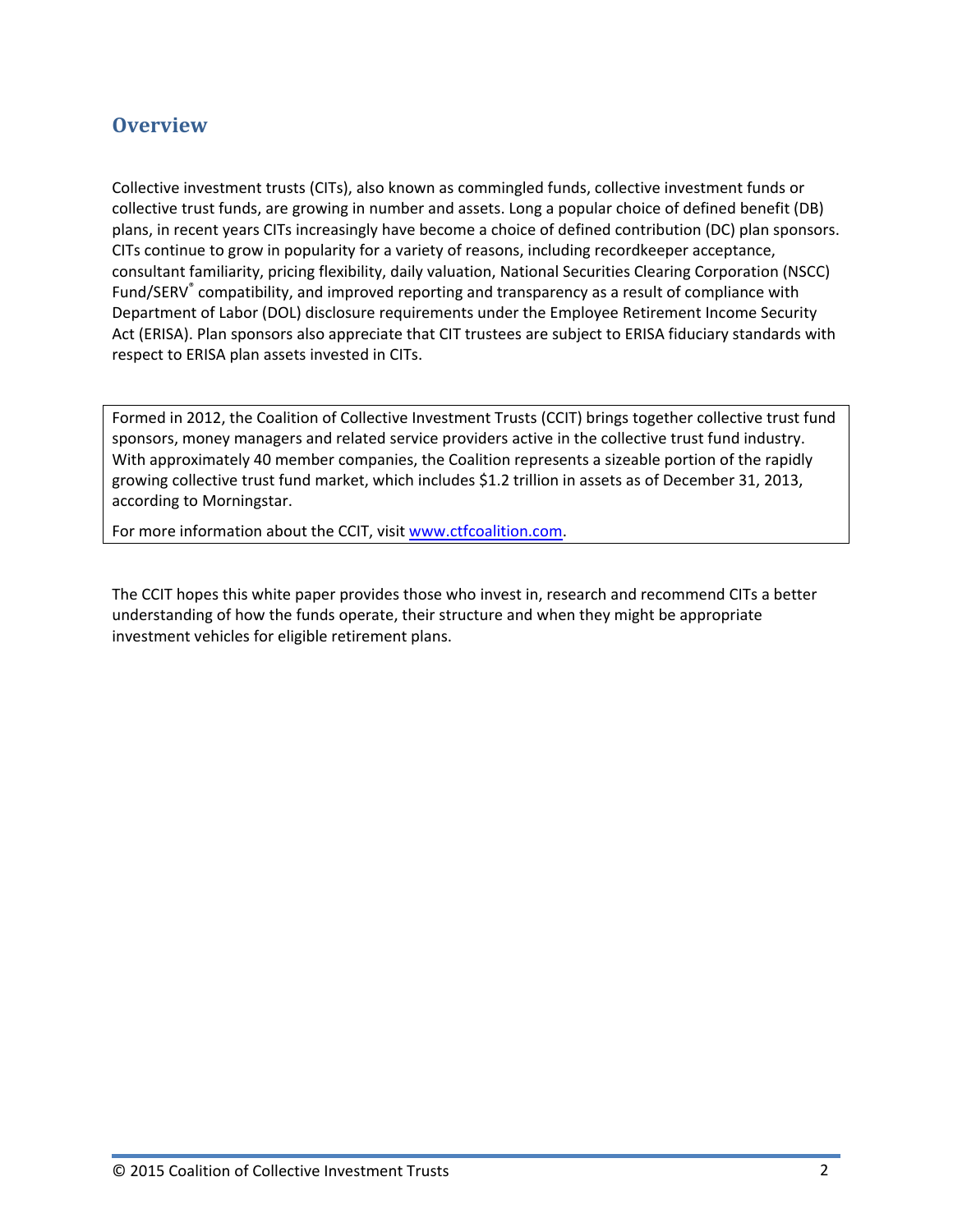## Overview

Collective investment trusts (CITs), also known as commingled funds, collective investment funds or collective trust funds, are growing in number and assets. Long a popular choice of defined benefit (DB) plans, in recent years CITs increasingly have become a choice of defined contribution (DC) plan sponsors. CITs continue to grow in popularity for a variety of reasons, including recordkeeper acceptance, consultant familiarity, pricing flexibility, daily valuation, National Securities Clearing Corporation (NSCC) Fund/SERV® compatibility, and improved reporting and transparency as a result of compliance with Department of Labor (DOL) disclosure requirements under the Employee Retirement Income Security Act (ERISA). Plan sponsors also appreciate that CIT trustees are subject to ERISA fiduciary standards with respect to ERISA plan assets invested in CITs.

Formed in 2012, the Coalition of Collective Investment Trusts (CCIT) brings together collective trust fund sponsors, money managers and related service providers active in the collective trust fund industry. With approximately 40 member companies, the Coalition represents a sizeable portion of the rapidly growing collective trust fund market, which includes $1.2 trillion in assets as of December 31, 2013, according to Morningstar.

For more information about the CCIT, visit [www.ctfcoalition.com](www.ctfcoalition.com).

The CCIT hopes this white paper provides those who invest in, research and recommend CITs a better understanding of how the funds operate, their structure and when they might be appropriate investment vehicles for eligible retirement plans.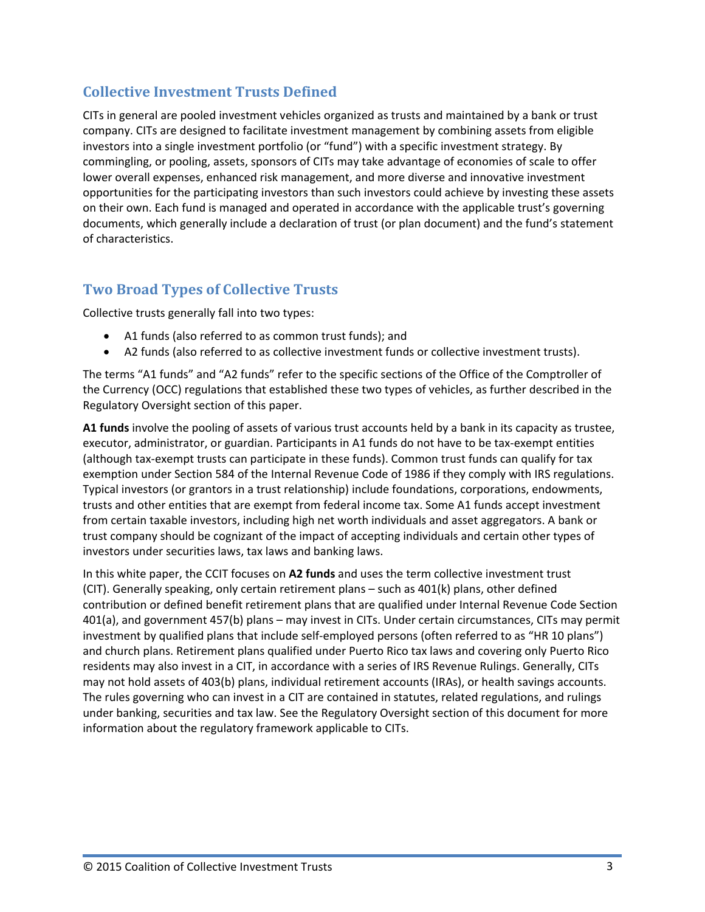## Collective Investment Trusts Defined

CITs in general are pooled investment vehicles organized as trusts and maintained by a bank or trust company. CITs are designed to facilitate investment management by combining assets from eligible investors into a single investment portfolio (or "fund") with a specific investment strategy. By commingling, or pooling, assets, sponsors of CITs may take advantage of economies of scale to offer lower overall expenses, enhanced risk management, and more diverse and innovative investment opportunities for the participating investors than such investors could achieve by investing these assets on their own. Each fund is managed and operated in accordance with the applicable trust's governing documents, which generally include a declaration of trust (or plan document) and the fund's statement of characteristics.

## Two Broad Types of Collective Trusts

Collective trusts generally fall into two types:

- A1 funds (also referred to as common trust funds); and
- A2 funds (also referred to as collective investment funds or collective investment trusts).

The terms "A1 funds" and "A2 funds" refer to the specific sections of the Office of the Comptroller of the Currency (OCC) regulations that established these two types of vehicles, as further described in the Regulatory Oversight section of this paper.

**A1 funds** involve the pooling of assets of various trust accounts held by a bank in its capacity as trustee, executor, administrator, or guardian. Participants in A1 funds do not have to be tax-exempt entities (although tax-exempt trusts can participate in these funds). Common trust funds can qualify for tax exemption under Section 584 of the Internal Revenue Code of 1986 if they comply with IRS regulations. Typical investors (or grantors in a trust relationship) include foundations, corporations, endowments, trusts and other entities that are exempt from federal income tax. Some A1 funds accept investment from certain taxable investors, including high net worth individuals and asset aggregators. A bank or trust company should be cognizant of the impact of accepting individuals and certain other types of investors under securities laws, tax laws and banking laws.

In this white paper, the CCIT focuses on **A2 funds** and uses the term collective investment trust (CIT). Generally speaking, only certain retirement plans – such as 401(k) plans, other defined contribution or defined benefit retirement plans that are qualified under Internal Revenue Code Section 401(a), and government 457(b) plans – may invest in CITs. Under certain circumstances, CITs may permit investment by qualified plans that include self-employed persons (often referred to as "HR 10 plans") and church plans. Retirement plans qualified under Puerto Rico tax laws and covering only Puerto Rico residents may also invest in a CIT, in accordance with a series of IRS Revenue Rulings. Generally, CITs may not hold assets of 403(b) plans, individual retirement accounts (IRAs), or health savings accounts. The rules governing who can invest in a CIT are contained in statutes, related regulations, and rulings under banking, securities and tax law. See the Regulatory Oversight section of this document for more information about the regulatory framework applicable to CITs.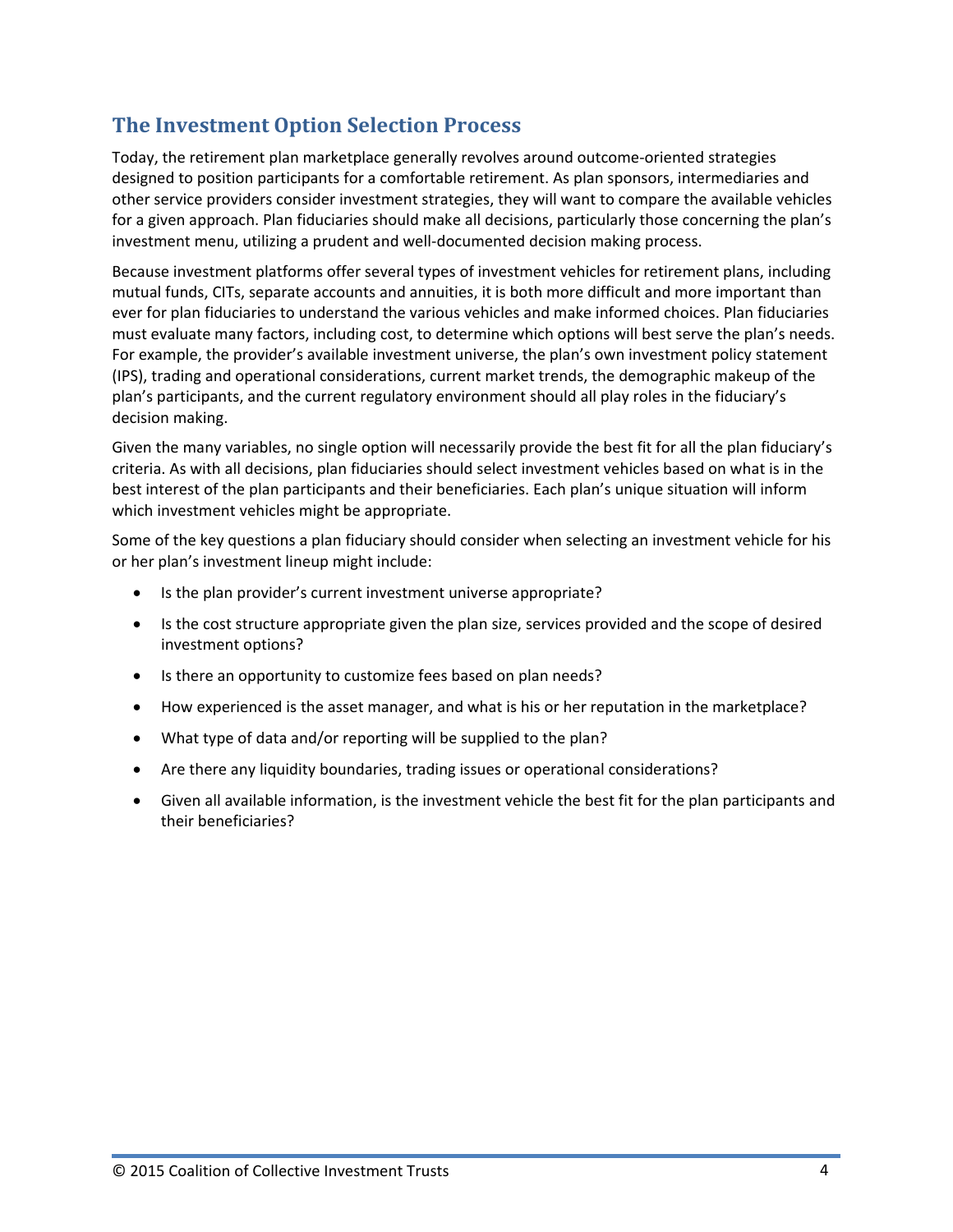## The Investment Option Selection Process

Today, the retirement plan marketplace generally revolves around outcome-oriented strategies designed to position participants for a comfortable retirement. As plan sponsors, intermediaries and other service providers consider investment strategies, they will want to compare the available vehicles for a given approach. Plan fiduciaries should make all decisions, particularly those concerning the plan's investment menu, utilizing a prudent and well-documented decision making process.

Because investment platforms offer several types of investment vehicles for retirement plans, including mutual funds, CITs, separate accounts and annuities, it is both more difficult and more important than ever for plan fiduciaries to understand the various vehicles and make informed choices. Plan fiduciaries must evaluate many factors, including cost, to determine which options will best serve the plan's needs. For example, the provider's available investment universe, the plan's own investment policy statement (IPS), trading and operational considerations, current market trends, the demographic makeup of the plan's participants, and the current regulatory environment should all play roles in the fiduciary's decision making.

Given the many variables, no single option will necessarily provide the best fit for all the plan fiduciary's criteria. As with all decisions, plan fiduciaries should select investment vehicles based on what is in the best interest of the plan participants and their beneficiaries. Each plan's unique situation will inform which investment vehicles might be appropriate.

Some of the key questions a plan fiduciary should consider when selecting an investment vehicle for his or her plan's investment lineup might include:

- Is the plan provider's current investment universe appropriate?
- Is the cost structure appropriate given the plan size, services provided and the scope of desired investment options?
- Is there an opportunity to customize fees based on plan needs?
- How experienced is the asset manager, and what is his or her reputation in the marketplace?
- What type of data and/or reporting will be supplied to the plan?
- Are there any liquidity boundaries, trading issues or operational considerations?
- Given all available information, is the investment vehicle the best fit for the plan participants and their beneficiaries?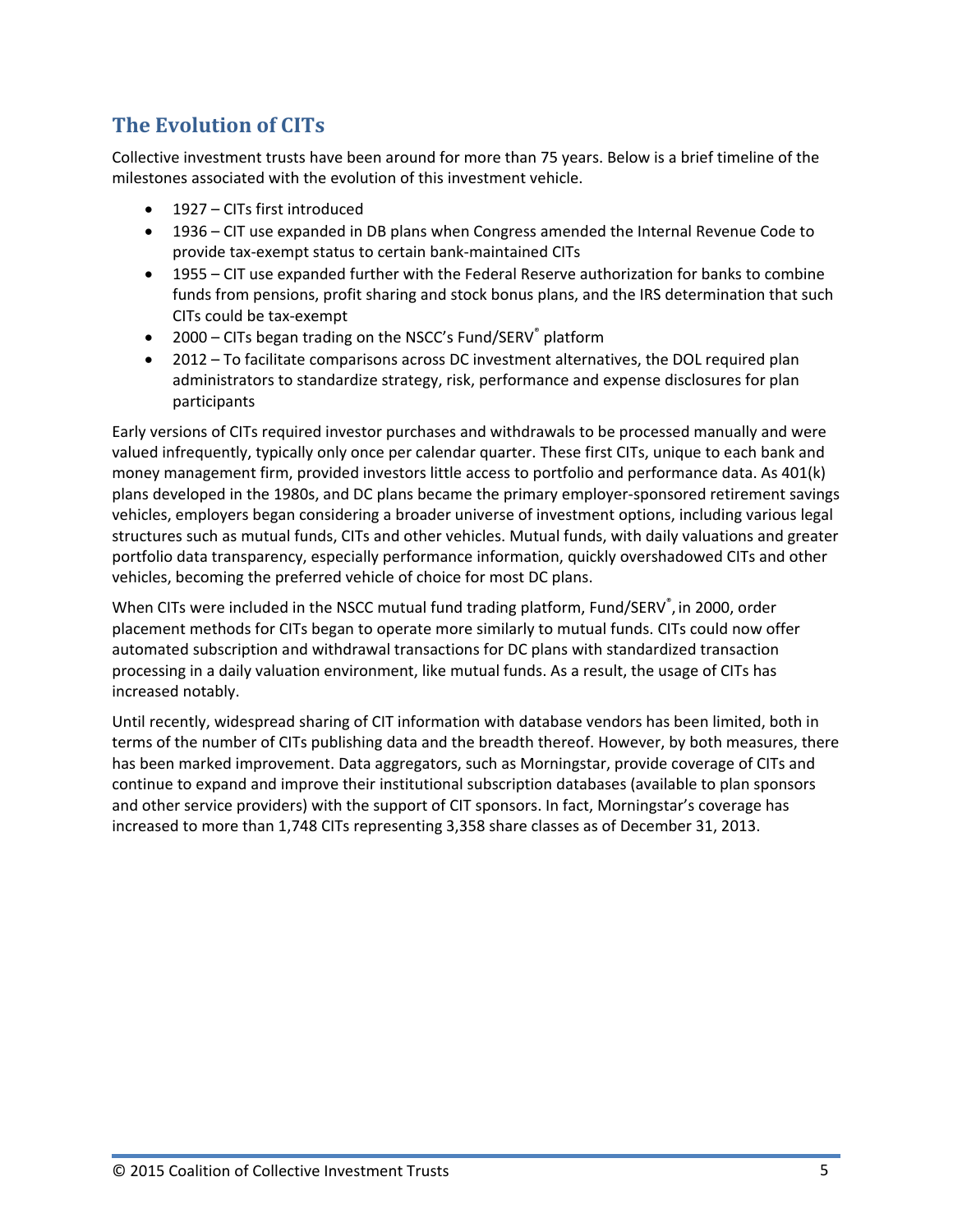## The Evolution of CITs

Collective investment trusts have been around for more than 75 years. Below is a brief timeline of the milestones associated with the evolution of this investment vehicle.

- 1927 – CITs first introduced
- 1936 – CIT use expanded in DB plans when Congress amended the Internal Revenue Code to provide tax-exempt status to certain bank-maintained CITs
- 1955 – CIT use expanded further with the Federal Reserve authorization for banks to combine funds from pensions, profit sharing and stock bonus plans, and the IRS determination that such CITs could be tax-exempt
- 2000 – CITs began trading on the NSCC's Fund/SERV® platform
- 2012 – To facilitate comparisons across DC investment alternatives, the DOL required plan administrators to standardize strategy, risk, performance and expense disclosures for plan participants

Early versions of CITs required investor purchases and withdrawals to be processed manually and were valued infrequently, typically only once per calendar quarter. These first CITs, unique to each bank and money management firm, provided investors little access to portfolio and performance data. As 401(k) plans developed in the 1980s, and DC plans became the primary employer-sponsored retirement savings vehicles, employers began considering a broader universe of investment options, including various legal structures such as mutual funds, CITs and other vehicles. Mutual funds, with daily valuations and greater portfolio data transparency, especially performance information, quickly overshadowed CITs and other vehicles, becoming the preferred vehicle of choice for most DC plans.

When CITs were included in the NSCC mutual fund trading platform, Fund/SERV®, in 2000, order placement methods for CITs began to operate more similarly to mutual funds. CITs could now offer automated subscription and withdrawal transactions for DC plans with standardized transaction processing in a daily valuation environment, like mutual funds. As a result, the usage of CITs has increased notably.

Until recently, widespread sharing of CIT information with database vendors has been limited, both in terms of the number of CITs publishing data and the breadth thereof. However, by both measures, there has been marked improvement. Data aggregators, such as Morningstar, provide coverage of CITs and continue to expand and improve their institutional subscription databases (available to plan sponsors and other service providers) with the support of CIT sponsors. In fact, Morningstar's coverage has increased to more than 1,748 CITs representing 3,358 share classes as of December 31, 2013.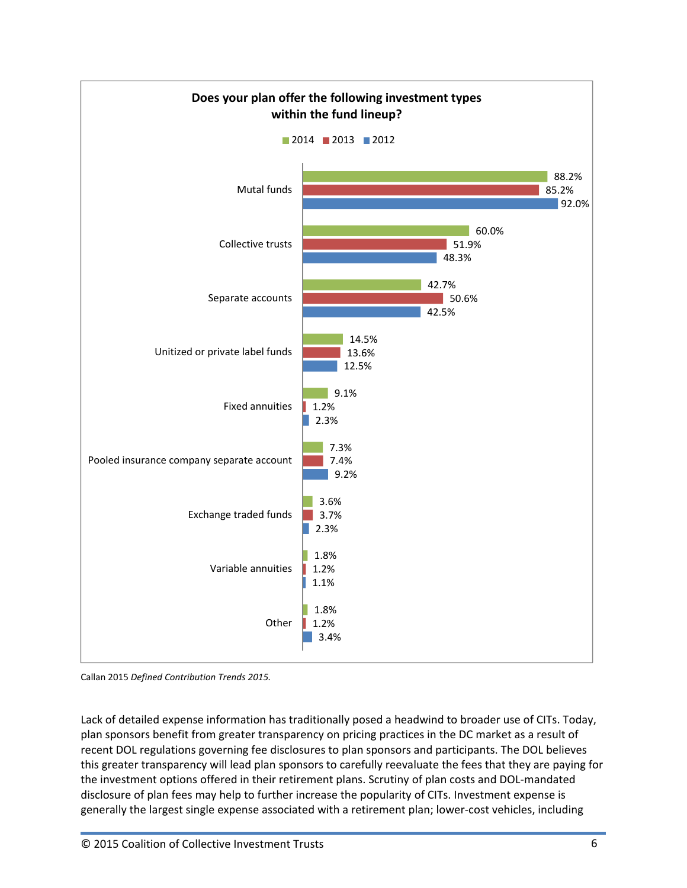**Does your plan offer the following investment types within the fund lineup?**

| | 2014 | 2013 | 2012 |
|---|---|---|---|
| Mutal funds | 88.2% | 85.2% | 92.0% |
| Collective trusts | 60.0% | 51.9% | 48.3% |
| Separate accounts | 42.7% | 50.6% | 42.5% |
| Unitized or private label funds | 14.5% | 13.6% | 12.5% |
| Fixed annuities | 9.1% | 1.2% | 2.3% |
| Pooled insurance company separate account | 7.3% | 7.4% | 9.2% |
| Exchange traded funds | 3.6% | 3.7% | 2.3% |
| Variable annuities | 1.8% | 1.2% | 1.1% |
| Other | 1.8% | 1.2% | 3.4% |

Callan 2015 *Defined Contribution Trends 2015.*

Lack of detailed expense information has traditionally posed a headwind to broader use of CITs. Today, plan sponsors benefit from greater transparency on pricing practices in the DC market as a result of recent DOL regulations governing fee disclosures to plan sponsors and participants. The DOL believes this greater transparency will lead plan sponsors to carefully reevaluate the fees that they are paying for the investment options offered in their retirement plans. Scrutiny of plan costs and DOL-mandated disclosure of plan fees may help to further increase the popularity of CITs. Investment expense is generally the largest single expense associated with a retirement plan; lower-cost vehicles, including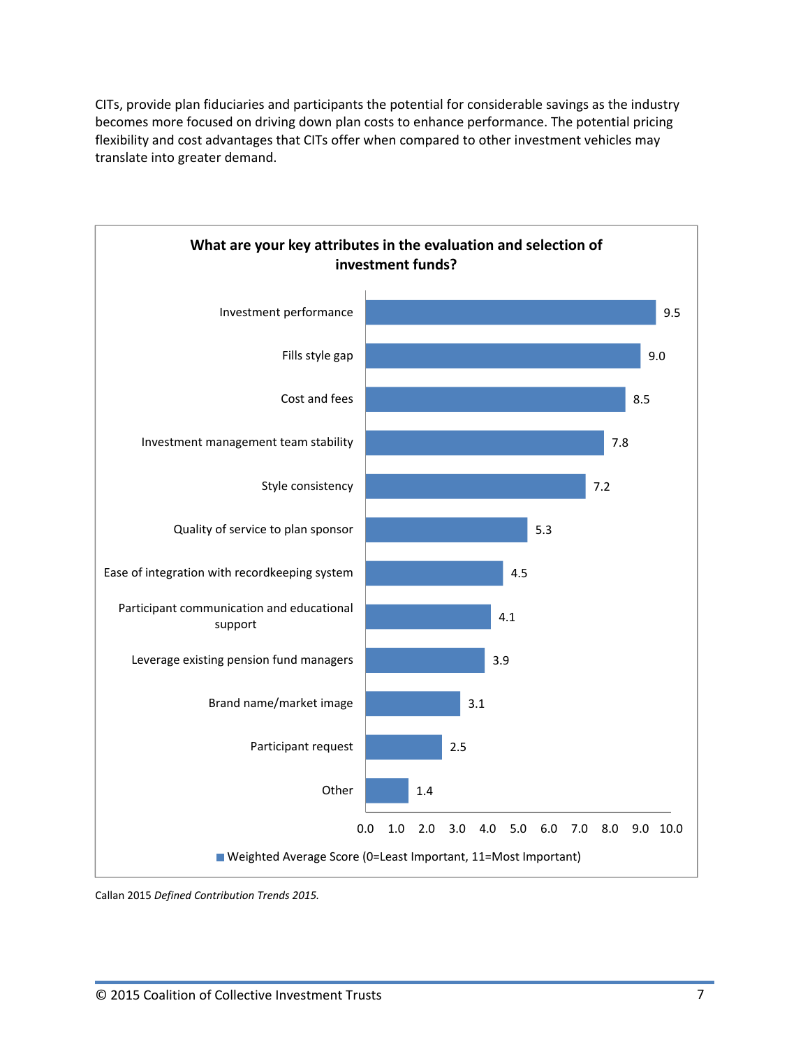CITs, provide plan fiduciaries and participants the potential for considerable savings as the industry becomes more focused on driving down plan costs to enhance performance. The potential pricing flexibility and cost advantages that CITs offer when compared to other investment vehicles may translate into greater demand.

**What are your key attributes in the evaluation and selection of investment funds?**

| Attribute | Weighted Average Score (0=Least Important, 11=Most Important) |
| --- | --- |
| Investment performance | 9.5 |
| Fills style gap | 9.0 |
| Cost and fees | 8.5 |
| Investment management team stability | 7.8 |
| Style consistency | 7.2 |
| Quality of service to plan sponsor | 5.3 |
| Ease of integration with recordkeeping system | 4.5 |
| Participant communication and educational support | 4.1 |
| Leverage existing pension fund managers | 3.9 |
| Brand name/market image | 3.1 |
| Participant request | 2.5 |
| Other | 1.4 |

Callan 2015 *Defined Contribution Trends 2015.*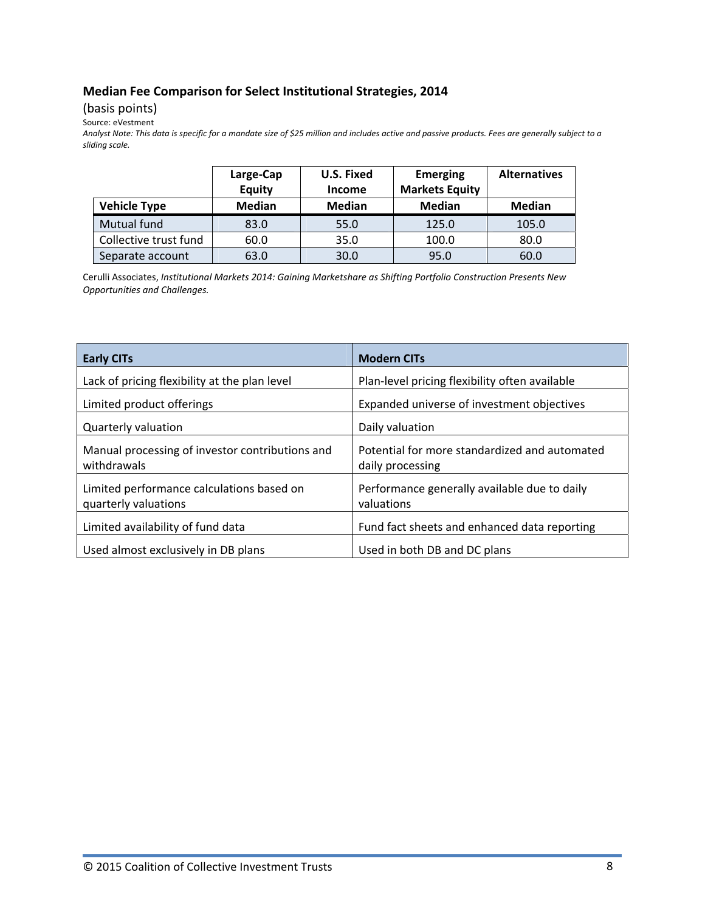**Median Fee Comparison for Select Institutional Strategies, 2014**

(basis points)

Source: eVestment

*Analyst Note: This data is specific for a mandate size of $25 million and includes active and passive products. Fees are generally subject to a sliding scale.*

| | Large-Cap Equity | U.S. Fixed Income | Emerging Markets Equity | Alternatives |
|---|---|---|---|---|
| **Vehicle Type** | **Median** | **Median** | **Median** | **Median** |
| Mutual fund | 83.0 | 55.0 | 125.0 | 105.0 |
| Collective trust fund | 60.0 | 35.0 | 100.0 | 80.0 |
| Separate account | 63.0 | 30.0 | 95.0 | 60.0 |

Cerulli Associates, *Institutional Markets 2014: Gaining Marketshare as Shifting Portfolio Construction Presents New Opportunities and Challenges.*

| Early CITs | Modern CITs |
|---|---|
| Lack of pricing flexibility at the plan level | Plan-level pricing flexibility often available |
| Limited product offerings | Expanded universe of investment objectives |
| Quarterly valuation | Daily valuation |
| Manual processing of investor contributions and withdrawals | Potential for more standardized and automated daily processing |
| Limited performance calculations based on quarterly valuations | Performance generally available due to daily valuations |
| Limited availability of fund data | Fund fact sheets and enhanced data reporting |
| Used almost exclusively in DB plans | Used in both DB and DC plans |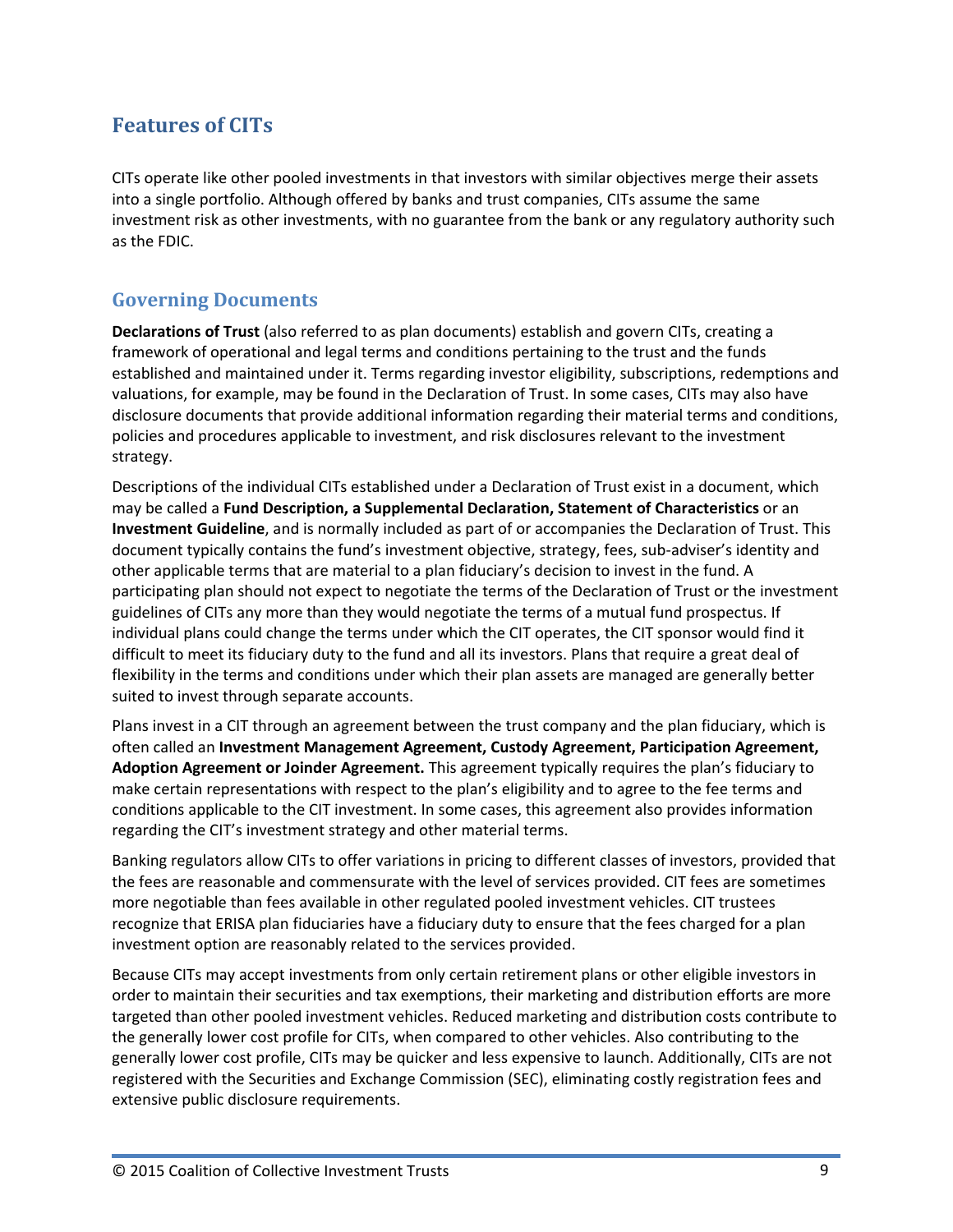## Features of CITs

CITs operate like other pooled investments in that investors with similar objectives merge their assets into a single portfolio. Although offered by banks and trust companies, CITs assume the same investment risk as other investments, with no guarantee from the bank or any regulatory authority such as the FDIC.

### Governing Documents

**Declarations of Trust** (also referred to as plan documents) establish and govern CITs, creating a framework of operational and legal terms and conditions pertaining to the trust and the funds established and maintained under it. Terms regarding investor eligibility, subscriptions, redemptions and valuations, for example, may be found in the Declaration of Trust. In some cases, CITs may also have disclosure documents that provide additional information regarding their material terms and conditions, policies and procedures applicable to investment, and risk disclosures relevant to the investment strategy.

Descriptions of the individual CITs established under a Declaration of Trust exist in a document, which may be called a **Fund Description, a Supplemental Declaration, Statement of Characteristics** or an **Investment Guideline**, and is normally included as part of or accompanies the Declaration of Trust. This document typically contains the fund's investment objective, strategy, fees, sub-adviser's identity and other applicable terms that are material to a plan fiduciary's decision to invest in the fund. A participating plan should not expect to negotiate the terms of the Declaration of Trust or the investment guidelines of CITs any more than they would negotiate the terms of a mutual fund prospectus. If individual plans could change the terms under which the CIT operates, the CIT sponsor would find it difficult to meet its fiduciary duty to the fund and all its investors. Plans that require a great deal of flexibility in the terms and conditions under which their plan assets are managed are generally better suited to invest through separate accounts.

Plans invest in a CIT through an agreement between the trust company and the plan fiduciary, which is often called an **Investment Management Agreement, Custody Agreement, Participation Agreement, Adoption Agreement or Joinder Agreement.** This agreement typically requires the plan's fiduciary to make certain representations with respect to the plan's eligibility and to agree to the fee terms and conditions applicable to the CIT investment. In some cases, this agreement also provides information regarding the CIT's investment strategy and other material terms.

Banking regulators allow CITs to offer variations in pricing to different classes of investors, provided that the fees are reasonable and commensurate with the level of services provided. CIT fees are sometimes more negotiable than fees available in other regulated pooled investment vehicles. CIT trustees recognize that ERISA plan fiduciaries have a fiduciary duty to ensure that the fees charged for a plan investment option are reasonably related to the services provided.

Because CITs may accept investments from only certain retirement plans or other eligible investors in order to maintain their securities and tax exemptions, their marketing and distribution efforts are more targeted than other pooled investment vehicles. Reduced marketing and distribution costs contribute to the generally lower cost profile for CITs, when compared to other vehicles. Also contributing to the generally lower cost profile, CITs may be quicker and less expensive to launch. Additionally, CITs are not registered with the Securities and Exchange Commission (SEC), eliminating costly registration fees and extensive public disclosure requirements.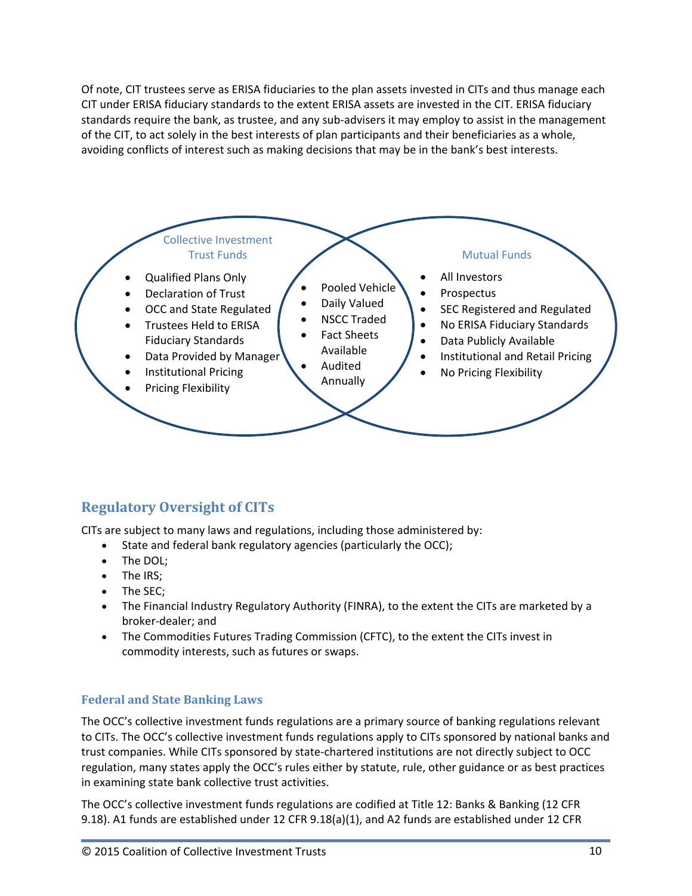Of note, CIT trustees serve as ERISA fiduciaries to the plan assets invested in CITs and thus manage each CIT under ERISA fiduciary standards to the extent ERISA assets are invested in the CIT. ERISA fiduciary standards require the bank, as trustee, and any sub-advisers it may employ to assist in the management of the CIT, to act solely in the best interests of plan participants and their beneficiaries as a whole, avoiding conflicts of interest such as making decisions that may be in the bank's best interests.

**Collective Investment Trust Funds**

- Qualified Plans Only
- Declaration of Trust
- OCC and State Regulated
- Trustees Held to ERISA Fiduciary Standards
- Data Provided by Manager
- Institutional Pricing
- Pricing Flexibility

**Both**

- Pooled Vehicle
- Daily Valued
- NSCC Traded
- Fact Sheets Available
- Audited Annually

**Mutual Funds**

- All Investors
- Prospectus
- SEC Registered and Regulated
- No ERISA Fiduciary Standards
- Data Publicly Available
- Institutional and Retail Pricing
- No Pricing Flexibility

## Regulatory Oversight of CITs

CITs are subject to many laws and regulations, including those administered by:

- State and federal bank regulatory agencies (particularly the OCC);
- The DOL;
- The IRS;
- The SEC;
- The Financial Industry Regulatory Authority (FINRA), to the extent the CITs are marketed by a broker-dealer; and
- The Commodities Futures Trading Commission (CFTC), to the extent the CITs invest in commodity interests, such as futures or swaps.

### Federal and State Banking Laws

The OCC's collective investment funds regulations are a primary source of banking regulations relevant to CITs. The OCC's collective investment funds regulations apply to CITs sponsored by national banks and trust companies. While CITs sponsored by state-chartered institutions are not directly subject to OCC regulation, many states apply the OCC's rules either by statute, rule, other guidance or as best practices in examining state bank collective trust activities.

The OCC's collective investment funds regulations are codified at Title 12: Banks & Banking (12 CFR 9.18). A1 funds are established under 12 CFR 9.18(a)(1), and A2 funds are established under 12 CFR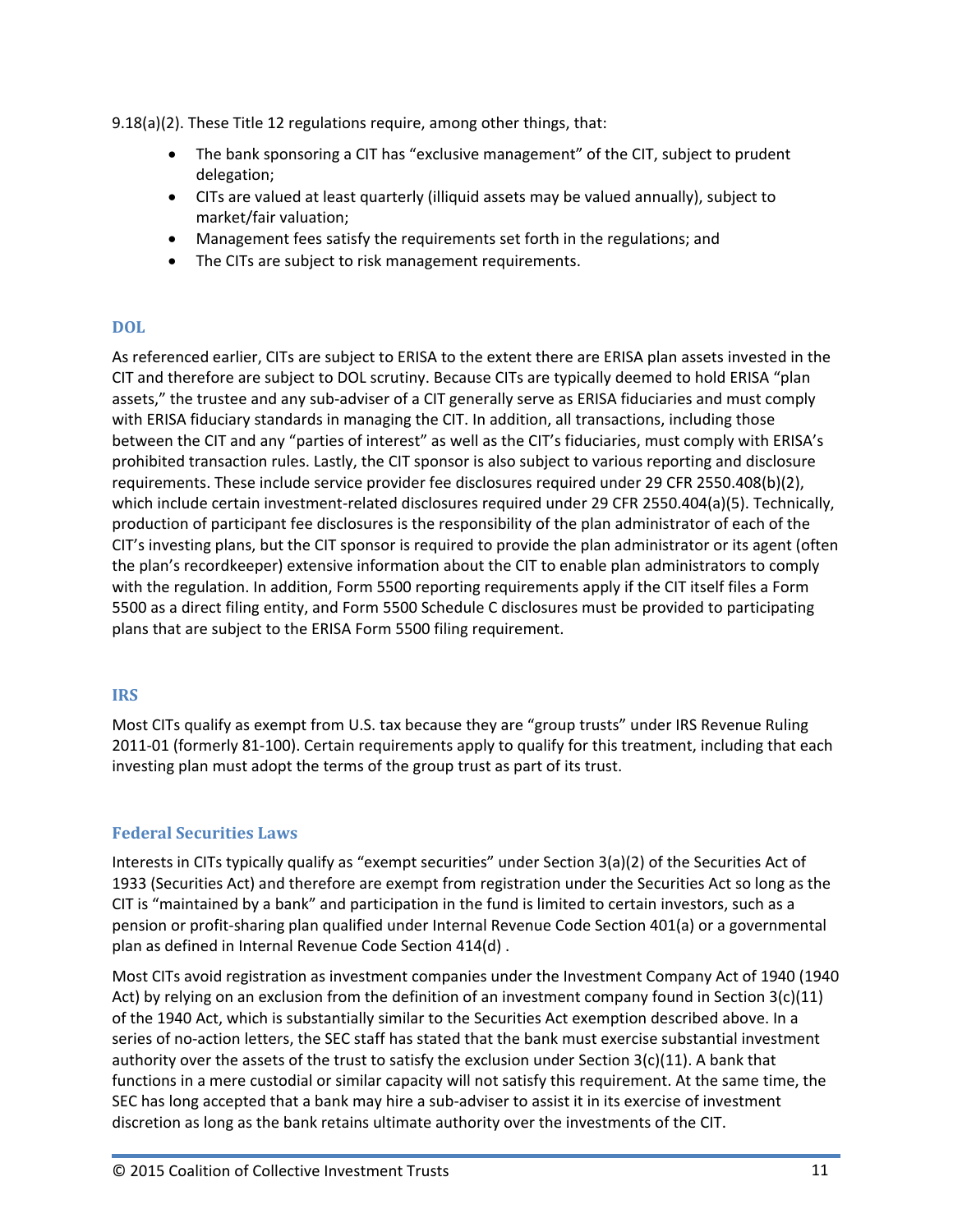9.18(a)(2). These Title 12 regulations require, among other things, that:

- The bank sponsoring a CIT has "exclusive management" of the CIT, subject to prudent delegation;
- CITs are valued at least quarterly (illiquid assets may be valued annually), subject to market/fair valuation;
- Management fees satisfy the requirements set forth in the regulations; and
- The CITs are subject to risk management requirements.

### DOL

As referenced earlier, CITs are subject to ERISA to the extent there are ERISA plan assets invested in the CIT and therefore are subject to DOL scrutiny. Because CITs are typically deemed to hold ERISA "plan assets," the trustee and any sub-adviser of a CIT generally serve as ERISA fiduciaries and must comply with ERISA fiduciary standards in managing the CIT. In addition, all transactions, including those between the CIT and any "parties of interest" as well as the CIT's fiduciaries, must comply with ERISA's prohibited transaction rules. Lastly, the CIT sponsor is also subject to various reporting and disclosure requirements. These include service provider fee disclosures required under 29 CFR 2550.408(b)(2), which include certain investment-related disclosures required under 29 CFR 2550.404(a)(5). Technically, production of participant fee disclosures is the responsibility of the plan administrator of each of the CIT's investing plans, but the CIT sponsor is required to provide the plan administrator or its agent (often the plan's recordkeeper) extensive information about the CIT to enable plan administrators to comply with the regulation. In addition, Form 5500 reporting requirements apply if the CIT itself files a Form 5500 as a direct filing entity, and Form 5500 Schedule C disclosures must be provided to participating plans that are subject to the ERISA Form 5500 filing requirement.

### IRS

Most CITs qualify as exempt from U.S. tax because they are "group trusts" under IRS Revenue Ruling 2011-01 (formerly 81-100). Certain requirements apply to qualify for this treatment, including that each investing plan must adopt the terms of the group trust as part of its trust.

### Federal Securities Laws

Interests in CITs typically qualify as "exempt securities" under Section 3(a)(2) of the Securities Act of 1933 (Securities Act) and therefore are exempt from registration under the Securities Act so long as the CIT is "maintained by a bank" and participation in the fund is limited to certain investors, such as a pension or profit-sharing plan qualified under Internal Revenue Code Section 401(a) or a governmental plan as defined in Internal Revenue Code Section 414(d) .

Most CITs avoid registration as investment companies under the Investment Company Act of 1940 (1940 Act) by relying on an exclusion from the definition of an investment company found in Section 3(c)(11) of the 1940 Act, which is substantially similar to the Securities Act exemption described above. In a series of no-action letters, the SEC staff has stated that the bank must exercise substantial investment authority over the assets of the trust to satisfy the exclusion under Section 3(c)(11). A bank that functions in a mere custodial or similar capacity will not satisfy this requirement. At the same time, the SEC has long accepted that a bank may hire a sub-adviser to assist it in its exercise of investment discretion as long as the bank retains ultimate authority over the investments of the CIT.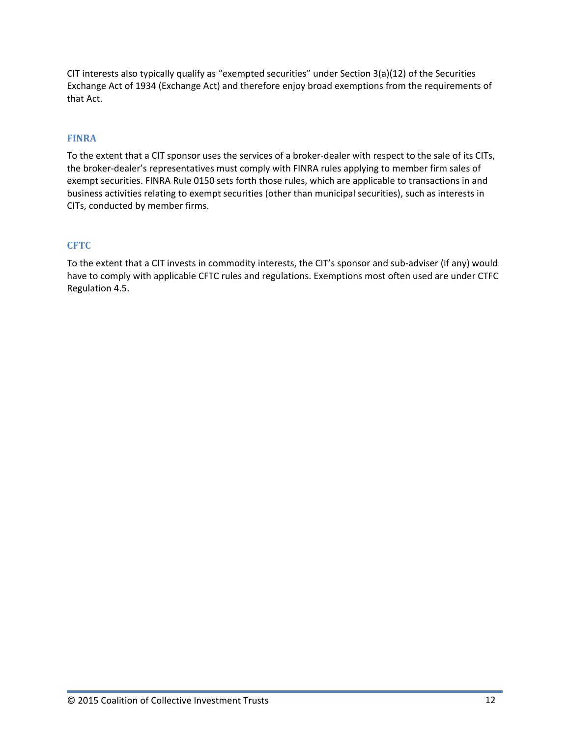CIT interests also typically qualify as "exempted securities" under Section 3(a)(12) of the Securities Exchange Act of 1934 (Exchange Act) and therefore enjoy broad exemptions from the requirements of that Act.

### FINRA

To the extent that a CIT sponsor uses the services of a broker-dealer with respect to the sale of its CITs, the broker-dealer's representatives must comply with FINRA rules applying to member firm sales of exempt securities. FINRA Rule 0150 sets forth those rules, which are applicable to transactions in and business activities relating to exempt securities (other than municipal securities), such as interests in CITs, conducted by member firms.

### CFTC

To the extent that a CIT invests in commodity interests, the CIT's sponsor and sub-adviser (if any) would have to comply with applicable CFTC rules and regulations. Exemptions most often used are under CTFC Regulation 4.5.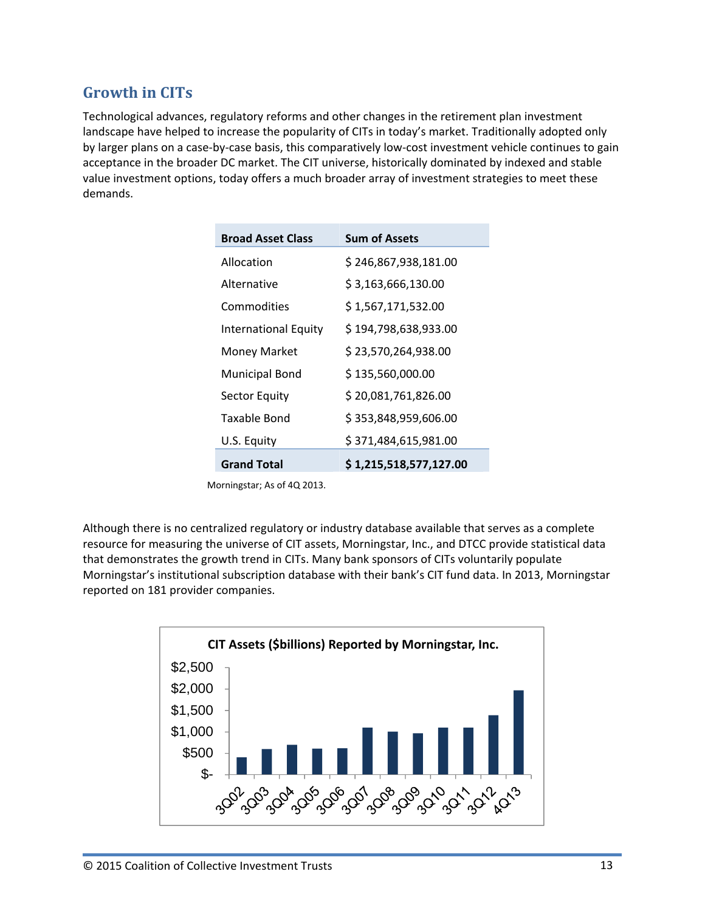## Growth in CITs

Technological advances, regulatory reforms and other changes in the retirement plan investment landscape have helped to increase the popularity of CITs in today's market. Traditionally adopted only by larger plans on a case-by-case basis, this comparatively low-cost investment vehicle continues to gain acceptance in the broader DC market. The CIT universe, historically dominated by indexed and stable value investment options, today offers a much broader array of investment strategies to meet these demands.

| Broad Asset Class | Sum of Assets |
|---|---|
| Allocation | $ 246,867,938,181.00 |
| Alternative | $ 3,163,666,130.00 |
| Commodities | $ 1,567,171,532.00 |
| International Equity | $ 194,798,638,933.00 |
| Money Market | $ 23,570,264,938.00 |
| Municipal Bond | $ 135,560,000.00 |
| Sector Equity | $ 20,081,761,826.00 |
| Taxable Bond | $ 353,848,959,606.00 |
| U.S. Equity | $ 371,484,615,981.00 |
| **Grand Total** | **$ 1,215,518,577,127.00** |

Morningstar; As of 4Q 2013.

Although there is no centralized regulatory or industry database available that serves as a complete resource for measuring the universe of CIT assets, Morningstar, Inc., and DTCC provide statistical data that demonstrates the growth trend in CITs. Many bank sponsors of CITs voluntarily populate Morningstar's institutional subscription database with their bank's CIT fund data. In 2013, Morningstar reported on 181 provider companies.

**CIT Assets ($billions) Reported by Morningstar, Inc.**

Y-axis: $-, $500, $1,000, $1,500, $2,000, $2,500

X-axis: 3Q02, 3Q03, 3Q04, 3Q05, 3Q06, 3Q07, 3Q08, 3Q09, 3Q10, 3Q11, 3Q12, 4Q13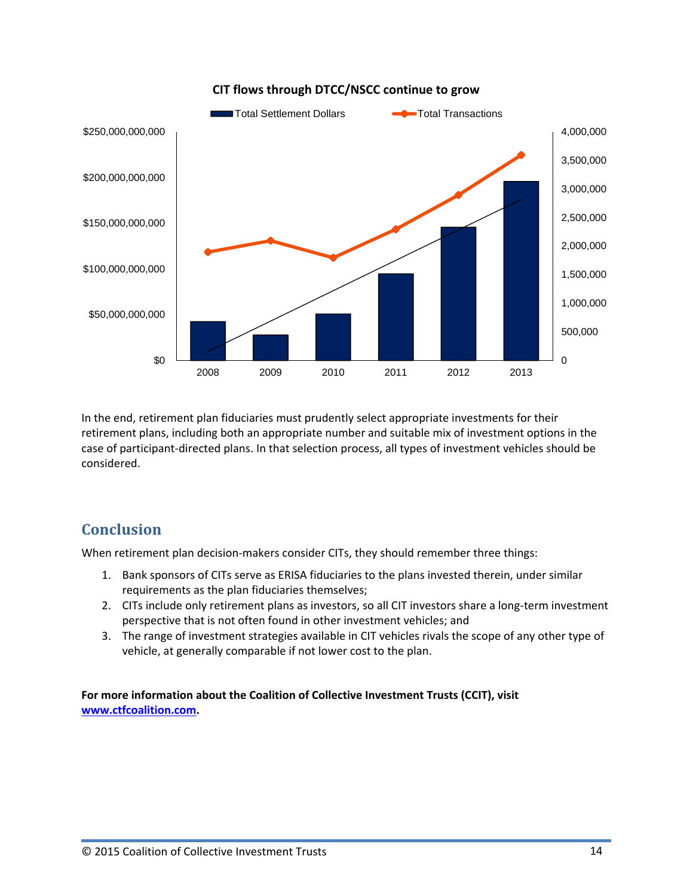CIT flows through DTCC/NSCC continue to grow

Total Settlement Dollars
Total Transactions

$250,000,000,000
$200,000,000,000
$150,000,000,000
$100,000,000,000
$50,000,000,000
$0

4,000,000
3,500,000
3,000,000
2,500,000
2,000,000
1,500,000
1,000,000
500,000
0

2008
2009
2010
2011
2012
2013

In the end, retirement plan fiduciaries must prudently select appropriate investments for their retirement plans, including both an appropriate number and suitable mix of investment options in the case of participant-directed plans. In that selection process, all types of investment vehicles should be considered.

## Conclusion

When retirement plan decision-makers consider CITs, they should remember three things:

1. Bank sponsors of CITs serve as ERISA fiduciaries to the plans invested therein, under similar requirements as the plan fiduciaries themselves;
2. CITs include only retirement plans as investors, so all CIT investors share a long-term investment perspective that is not often found in other investment vehicles; and
3. The range of investment strategies available in CIT vehicles rivals the scope of any other type of vehicle, at generally comparable if not lower cost to the plan.

**For more information about the Coalition of Collective Investment Trusts (CCIT), visit [www.ctfcoalition.com](http://www.ctfcoalition.com).**